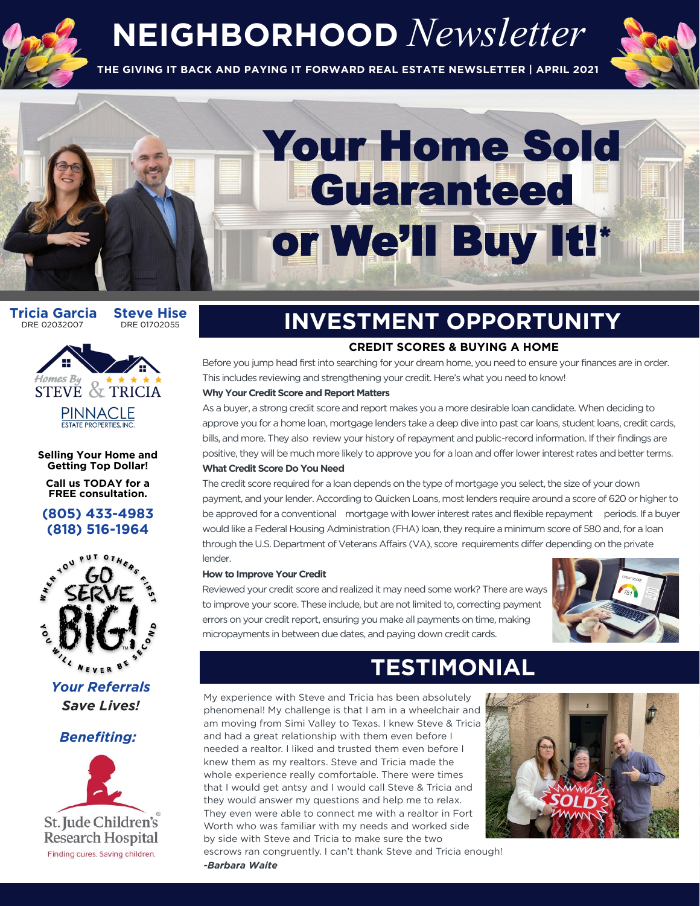# NEIGHBORHOOD *Newsletter*

**THE GIVING IT BACK AND PAYING IT FORWARD REAL ESTATE NEWSLETTER | APRIL 2021**

# Your Home Sold Guaranteed or We'll Buy It!*

**Tricia Garcia**
DRE 02032007

**Steve Hise**
DRE 01702055

Homes By STEVE & TRICIA

PINNACLE ESTATE PROPERTIES, INC.

**Selling Your Home and Getting Top Dollar!**

**Call us TODAY for a FREE consultation.**

**(805) 433-4983**
**(818) 516-1964**

WHEN YOU PUT OTHERS FIRST GO SERVE BIG! YOU WILL NEVER BE SECOND

***Your Referrals Save Lives!***

***Benefiting:***

St. Jude Children's Research Hospital
Finding cures. Saving children.

## INVESTMENT OPPORTUNITY

### CREDIT SCORES & BUYING A HOME

Before you jump head first into searching for your dream home, you need to ensure your finances are in order. This includes reviewing and strengthening your credit. Here's what you need to know!

**Why Your Credit Score and Report Matters**

As a buyer, a strong credit score and report makes you a more desirable loan candidate. When deciding to approve you for a home loan, mortgage lenders take a deep dive into past car loans, student loans, credit cards, bills, and more. They also review your history of repayment and public-record information. If their findings are positive, they will be much more likely to approve you for a loan and offer lower interest rates and better terms.

**What Credit Score Do You Need**

The credit score required for a loan depends on the type of mortgage you select, the size of your down payment, and your lender. According to Quicken Loans, most lenders require around a score of 620 or higher to be approved for a conventional mortgage with lower interest rates and flexible repayment periods. If a buyer would like a Federal Housing Administration (FHA) loan, they require a minimum score of 580 and, for a loan through the U.S. Department of Veterans Affairs (VA), score requirements differ depending on the private lender.

**How to Improve Your Credit**

Reviewed your credit score and realized it may need some work? There are ways to improve your score. These include, but are not limited to, correcting payment errors on your credit report, ensuring you make all payments on time, making micropayments in between due dates, and paying down credit cards.

## TESTIMONIAL

My experience with Steve and Tricia has been absolutely phenomenal! My challenge is that I am in a wheelchair and am moving from Simi Valley to Texas. I knew Steve & Tricia and had a great relationship with them even before I needed a realtor. I liked and trusted them even before I knew them as my realtors. Steve and Tricia made the whole experience really comfortable. There were times that I would get antsy and I would call Steve & Tricia and they would answer my questions and help me to relax. They even were able to connect me with a realtor in Fort Worth who was familiar with my needs and worked side by side with Steve and Tricia to make sure the two escrows ran congruently. I can't thank Steve and Tricia enough!

***-Barbara Waite***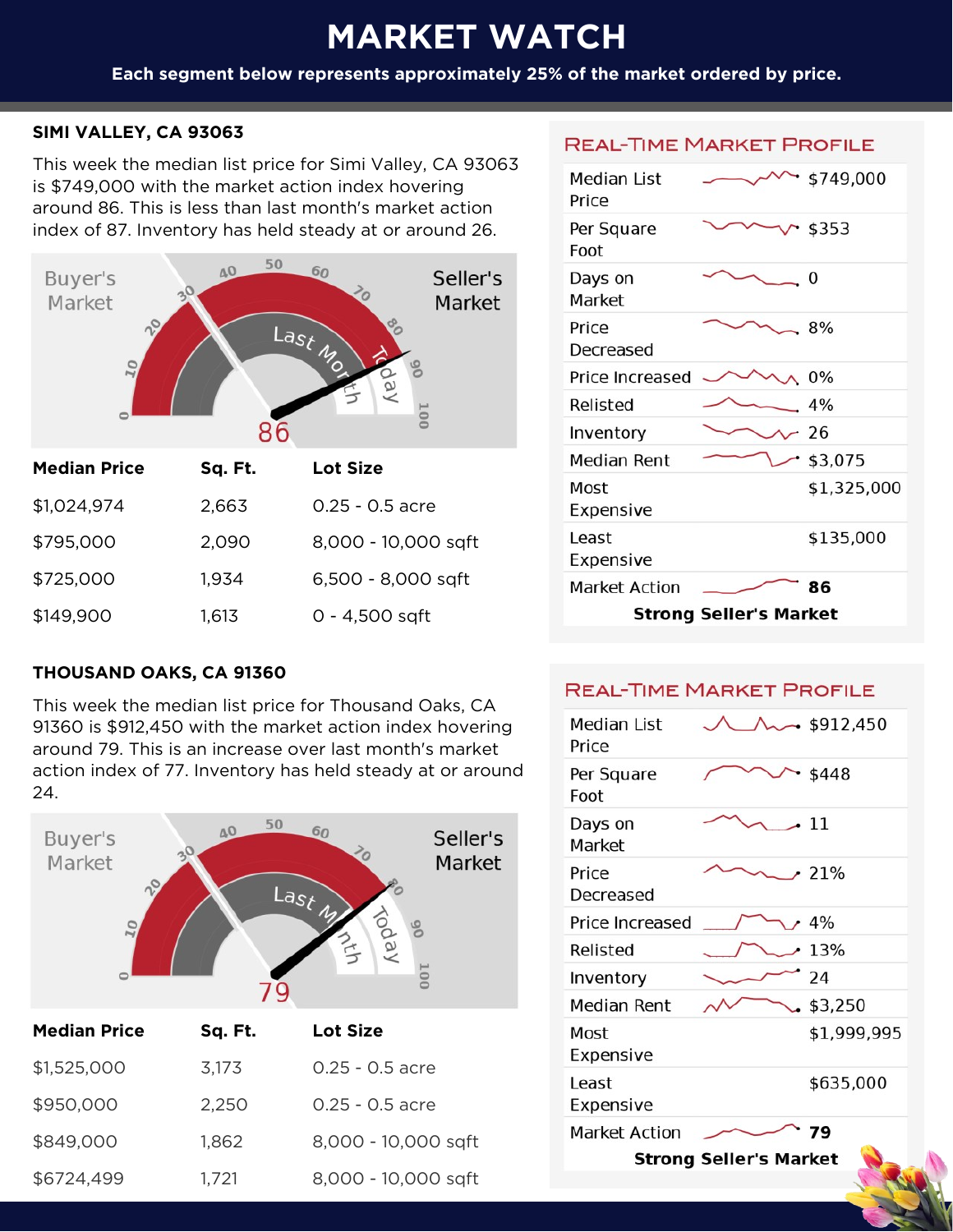# MARKET WATCH

**Each segment below represents approximately 25% of the market ordered by price.**

## SIMI VALLEY, CA 93063

This week the median list price for Simi Valley, CA 93063 is $749,000 with the market action index hovering around 86. This is less than last month's market action index of 87. Inventory has held steady at or around 26.

Buyer's Market — Seller's Market

Last Month — Today

86

| Median Price | Sq. Ft. | Lot Size |
|---|---|---|
| $1,024,974 | 2,663 | 0.25 - 0.5 acre |
| $795,000 | 2,090 | 8,000 - 10,000 sqft |
| $725,000 | 1,934 | 6,500 - 8,000 sqft |
| $149,900 | 1,613 | 0 - 4,500 sqft |

### REAL-TIME MARKET PROFILE

| | |
|---|---|
| Median List Price | $749,000 |
| Per Square Foot | $353 |
| Days on Market | 0 |
| Price Decreased | 8% |
| Price Increased | 0% |
| Relisted | 4% |
| Inventory | 26 |
| Median Rent | $3,075 |
| Most Expensive | $1,325,000 |
| Least Expensive | $135,000 |
| Market Action | **86** |

**Strong Seller's Market**

## THOUSAND OAKS, CA 91360

This week the median list price for Thousand Oaks, CA 91360 is $912,450 with the market action index hovering around 79. This is an increase over last month's market action index of 77. Inventory has held steady at or around 24.

Buyer's Market — Seller's Market

Last Month — Today

79

| Median Price | Sq. Ft. | Lot Size |
|---|---|---|
| $1,525,000 | 3,173 | 0.25 - 0.5 acre |
| $950,000 | 2,250 | 0.25 - 0.5 acre |
| $849,000 | 1,862 | 8,000 - 10,000 sqft |
| $6724,499 | 1,721 | 8,000 - 10,000 sqft |

### REAL-TIME MARKET PROFILE

| | |
|---|---|
| Median List Price | $912,450 |
| Per Square Foot | $448 |
| Days on Market | 11 |
| Price Decreased | 21% |
| Price Increased | 4% |
| Relisted | 13% |
| Inventory | 24 |
| Median Rent | $3,250 |
| Most Expensive | $1,999,995 |
| Least Expensive | $635,000 |
| Market Action | **79** |

**Strong Seller's Market**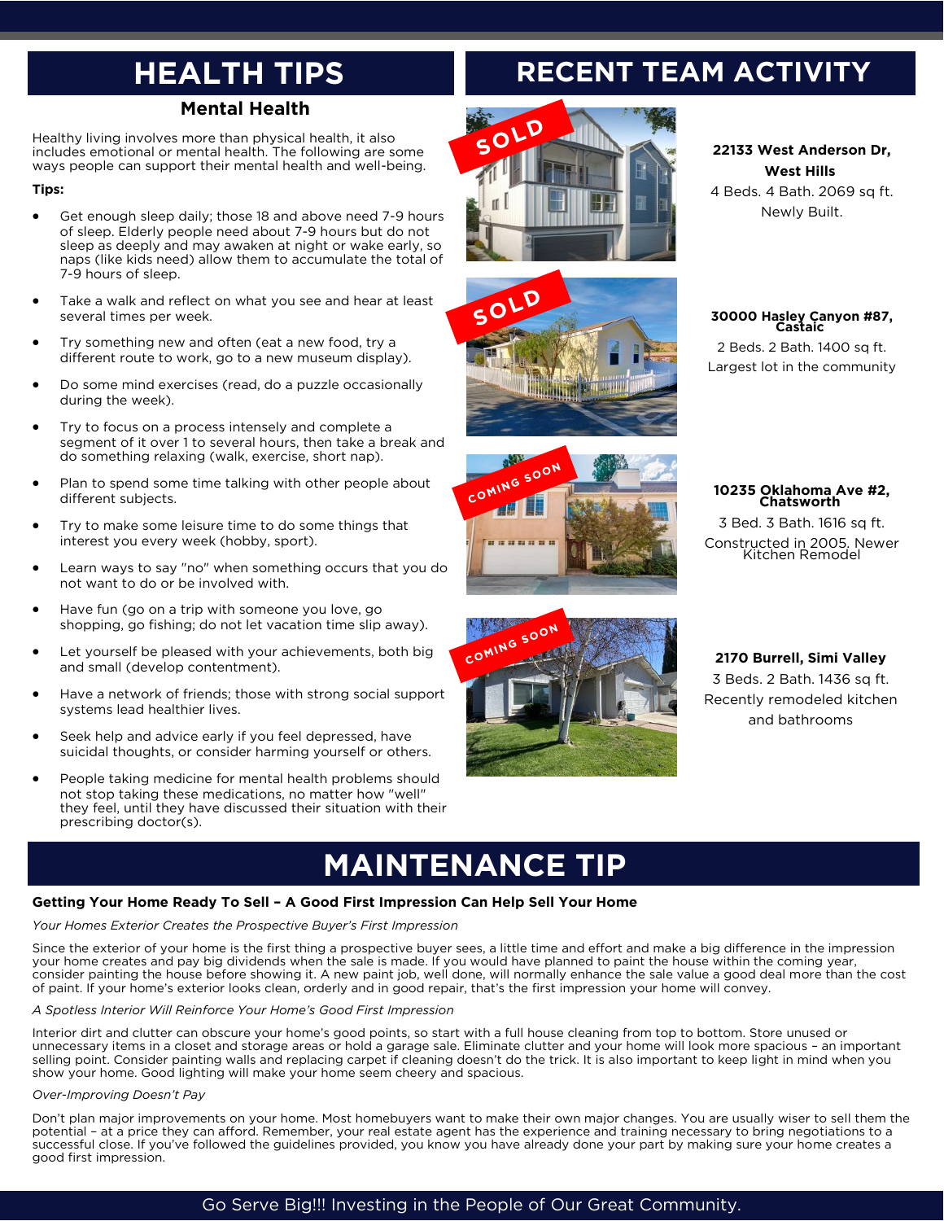# HEALTH TIPS

## Mental Health

Healthy living involves more than physical health, it also includes emotional or mental health. The following are some ways people can support their mental health and well-being.

**Tips:**

- Get enough sleep daily; those 18 and above need 7-9 hours of sleep. Elderly people need about 7-9 hours but do not sleep as deeply and may awaken at night or wake early, so naps (like kids need) allow them to accumulate the total of 7-9 hours of sleep.
- Take a walk and reflect on what you see and hear at least several times per week.
- Try something new and often (eat a new food, try a different route to work, go to a new museum display).
- Do some mind exercises (read, do a puzzle occasionally during the week).
- Try to focus on a process intensely and complete a segment of it over 1 to several hours, then take a break and do something relaxing (walk, exercise, short nap).
- Plan to spend some time talking with other people about different subjects.
- Try to make some leisure time to do some things that interest you every week (hobby, sport).
- Learn ways to say "no" when something occurs that you do not want to do or be involved with.
- Have fun (go on a trip with someone you love, go shopping, go fishing; do not let vacation time slip away).
- Let yourself be pleased with your achievements, both big and small (develop contentment).
- Have a network of friends; those with strong social support systems lead healthier lives.
- Seek help and advice early if you feel depressed, have suicidal thoughts, or consider harming yourself or others.
- People taking medicine for mental health problems should not stop taking these medications, no matter how "well" they feel, until they have discussed their situation with their prescribing doctor(s).

# RECENT TEAM ACTIVITY

SOLD

**22133 West Anderson Dr, West Hills**
4 Beds. 4 Bath. 2069 sq ft.
Newly Built.

SOLD

**30000 Hasley Canyon #87, Castaic**
2 Beds. 2 Bath. 1400 sq ft.
Largest lot in the community

COMING SOON

**10235 Oklahoma Ave #2, Chatsworth**
3 Bed. 3 Bath. 1616 sq ft.
Constructed in 2005. Newer Kitchen Remodel

COMING SOON

**2170 Burrell, Simi Valley**
3 Beds. 2 Bath. 1436 sq ft.
Recently remodeled kitchen and bathrooms

# MAINTENANCE TIP

**Getting Your Home Ready To Sell – A Good First Impression Can Help Sell Your Home**

*Your Homes Exterior Creates the Prospective Buyer's First Impression*

Since the exterior of your home is the first thing a prospective buyer sees, a little time and effort and make a big difference in the impression your home creates and pay big dividends when the sale is made. If you would have planned to paint the house within the coming year, consider painting the house before showing it. A new paint job, well done, will normally enhance the sale value a good deal more than the cost of paint. If your home's exterior looks clean, orderly and in good repair, that's the first impression your home will convey.

*A Spotless Interior Will Reinforce Your Home's Good First Impression*

Interior dirt and clutter can obscure your home's good points, so start with a full house cleaning from top to bottom. Store unused or unnecessary items in a closet and storage areas or hold a garage sale. Eliminate clutter and your home will look more spacious – an important selling point. Consider painting walls and replacing carpet if cleaning doesn't do the trick. It is also important to keep light in mind when you show your home. Good lighting will make your home seem cheery and spacious.

*Over-Improving Doesn't Pay*

Don't plan major improvements on your home. Most homebuyers want to make their own major changes. You are usually wiser to sell them the potential – at a price they can afford. Remember, your real estate agent has the experience and training necessary to bring negotiations to a successful close. If you've followed the guidelines provided, you know you have already done your part by making sure your home creates a good first impression.

Go Serve Big!!! Investing in the People of Our Great Community.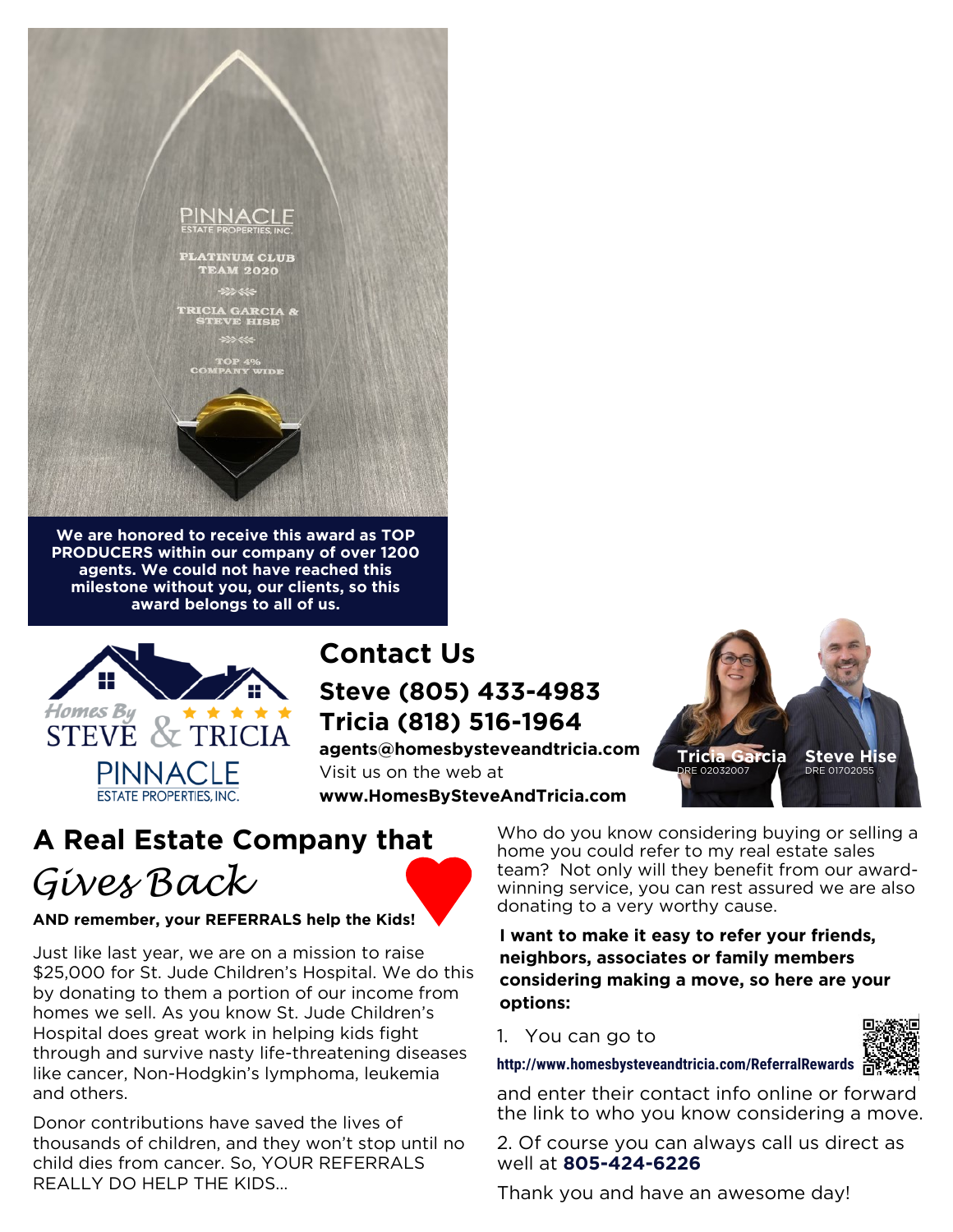PINNACLE
ESTATE PROPERTIES, INC.

PLATINUM CLUB TEAM 2020

TRICIA GARCIA & STEVE HISE

TOP 4% COMPANY WIDE

**We are honored to receive this award as TOP PRODUCERS within our company of over 1200 agents. We could not have reached this milestone without you, our clients, so this award belongs to all of us.**

Homes By STEVE & TRICIA
PINNACLE ESTATE PROPERTIES, INC.

## Contact Us

### Steve (805) 433-4983
### Tricia (818) 516-1964

**agents@homesbysteveandtricia.com**
Visit us on the web at
**www.HomesBySteveAndTricia.com**

Tricia Garcia DRE 02032007
Steve Hise DRE 01702055

## A Real Estate Company that *Gives Back*

**AND remember, your REFERRALS help the Kids!**

Just like last year, we are on a mission to raise $25,000 for St. Jude Children's Hospital. We do this by donating to them a portion of our income from homes we sell. As you know St. Jude Children's Hospital does great work in helping kids fight through and survive nasty life-threatening diseases like cancer, Non-Hodgkin's lymphoma, leukemia and others.

Donor contributions have saved the lives of thousands of children, and they won't stop until no child dies from cancer. So, YOUR REFERRALS REALLY DO HELP THE KIDS…

Who do you know considering buying or selling a home you could refer to my real estate sales team? Not only will they benefit from our award-winning service, you can rest assured we are also donating to a very worthy cause.

**I want to make it easy to refer your friends, neighbors, associates or family members considering making a move, so here are your options:**

1. You can go to **http://www.homesbysteveandtricia.com/ReferralRewards** and enter their contact info online or forward the link to who you know considering a move.

2. Of course you can always call us direct as well at **805-424-6226**

Thank you and have an awesome day!